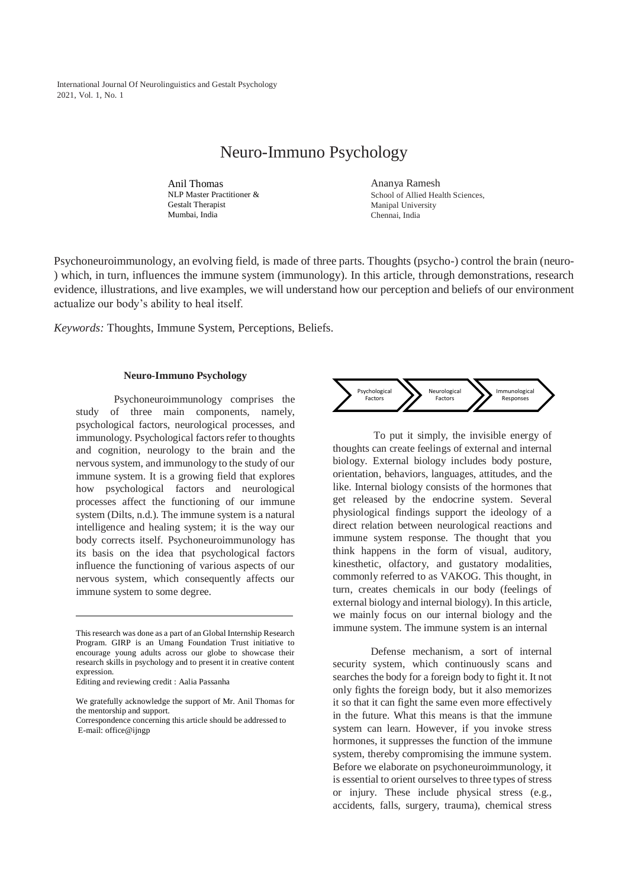# Neuro-Immuno Psychology

Anil Thomas
NLP Master Practitioner &
Gestalt Therapist
Mumbai, India

Ananya Ramesh
School of Allied Health Sciences,
Manipal University
Chennai, India

Psychoneuroimmunology, an evolving field, is made of three parts. Thoughts (psycho-) control the brain (neuro-) which, in turn, influences the immune system (immunology). In this article, through demonstrations, research evidence, illustrations, and live examples, we will understand how our perception and beliefs of our environment actualize our body's ability to heal itself.

*Keywords:* Thoughts, Immune System, Perceptions, Beliefs.

## Neuro-Immuno Psychology

Psychoneuroimmunology comprises the study of three main components, namely, psychological factors, neurological processes, and immunology. Psychological factors refer to thoughts and cognition, neurology to the brain and the nervous system, and immunology to the study of our immune system. It is a growing field that explores how psychological factors and neurological processes affect the functioning of our immune system (Dilts, n.d.). The immune system is a natural intelligence and healing system; it is the way our body corrects itself. Psychoneuroimmunology has its basis on the idea that psychological factors influence the functioning of various aspects of our nervous system, which consequently affects our immune system to some degree.

Psychological Factors → Neurological Factors → Immunological Responses

To put it simply, the invisible energy of thoughts can create feelings of external and internal biology. External biology includes body posture, orientation, behaviors, languages, attitudes, and the like. Internal biology consists of the hormones that get released by the endocrine system. Several physiological findings support the ideology of a direct relation between neurological reactions and immune system response. The thought that you think happens in the form of visual, auditory, kinesthetic, olfactory, and gustatory modalities, commonly referred to as VAKOG. This thought, in turn, creates chemicals in our body (feelings of external biology and internal biology). In this article, we mainly focus on our internal biology and the immune system. The immune system is an internal

Defense mechanism, a sort of internal security system, which continuously scans and searches the body for a foreign body to fight it. It not only fights the foreign body, but it also memorizes it so that it can fight the same even more effectively in the future. What this means is that the immune system can learn. However, if you invoke stress hormones, it suppresses the function of the immune system, thereby compromising the immune system. Before we elaborate on psychoneuroimmunology, it is essential to orient ourselves to three types of stress or injury. These include physical stress (e.g., accidents, falls, surgery, trauma), chemical stress

---

This research was done as a part of an Global Internship Research Program. GIRP is an Umang Foundation Trust initiative to encourage young adults across our globe to showcase their research skills in psychology and to present it in creative content expression.

Editing and reviewing credit : Aalia Passanha

We gratefully acknowledge the support of Mr. Anil Thomas for the mentorship and support.

Correspondence concerning this article should be addressed to
E-mail: office@ijngp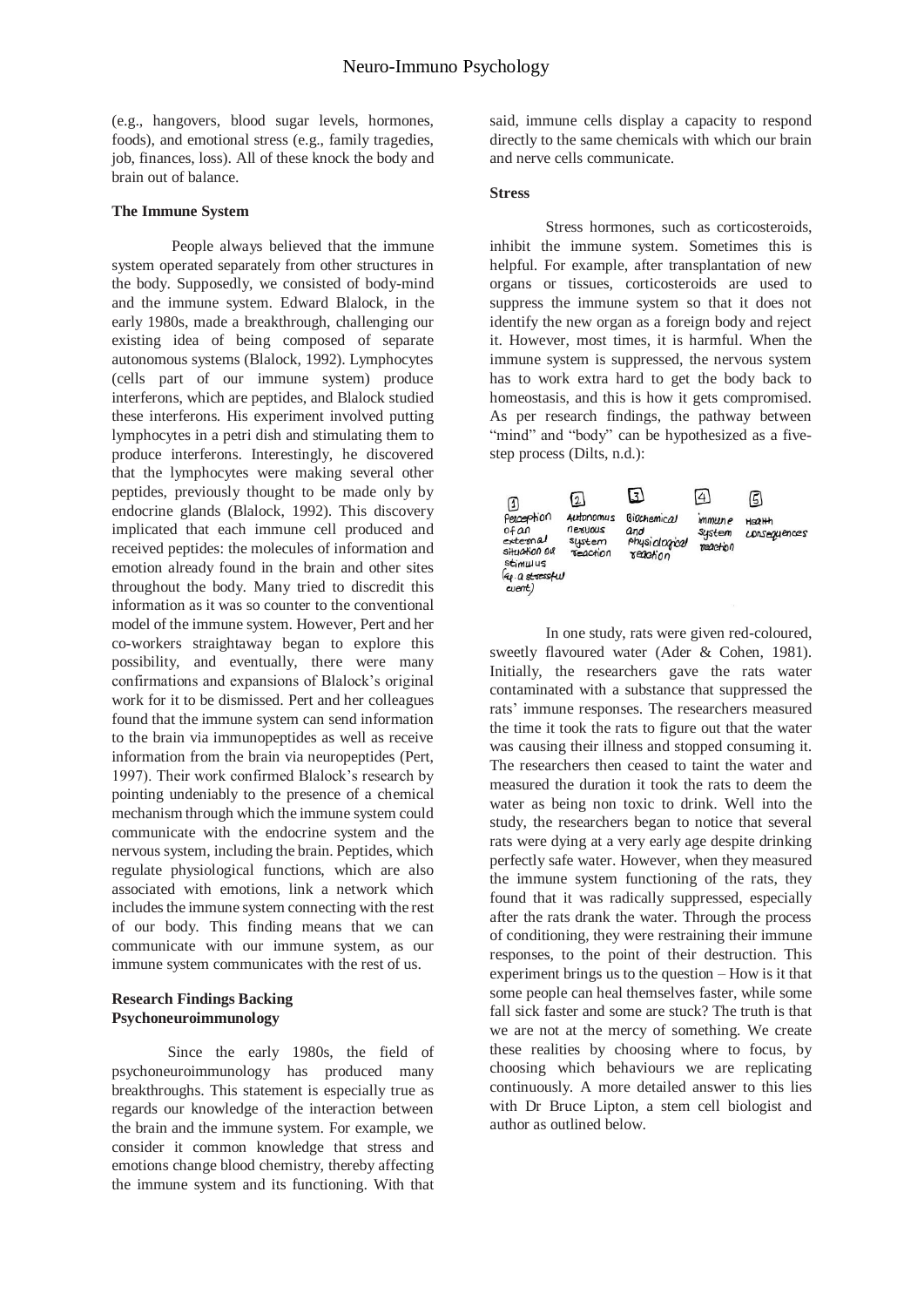(e.g., hangovers, blood sugar levels, hormones, foods), and emotional stress (e.g., family tragedies, job, finances, loss). All of these knock the body and brain out of balance.

**The Immune System**

People always believed that the immune system operated separately from other structures in the body. Supposedly, we consisted of body-mind and the immune system. Edward Blalock, in the early 1980s, made a breakthrough, challenging our existing idea of being composed of separate autonomous systems (Blalock, 1992). Lymphocytes (cells part of our immune system) produce interferons, which are peptides, and Blalock studied these interferons. His experiment involved putting lymphocytes in a petri dish and stimulating them to produce interferons. Interestingly, he discovered that the lymphocytes were making several other peptides, previously thought to be made only by endocrine glands (Blalock, 1992). This discovery implicated that each immune cell produced and received peptides: the molecules of information and emotion already found in the brain and other sites throughout the body. Many tried to discredit this information as it was so counter to the conventional model of the immune system. However, Pert and her co-workers straightaway began to explore this possibility, and eventually, there were many confirmations and expansions of Blalock's original work for it to be dismissed. Pert and her colleagues found that the immune system can send information to the brain via immunopeptides as well as receive information from the brain via neuropeptides (Pert, 1997). Their work confirmed Blalock's research by pointing undeniably to the presence of a chemical mechanism through which the immune system could communicate with the endocrine system and the nervous system, including the brain. Peptides, which regulate physiological functions, which are also associated with emotions, link a network which includes the immune system connecting with the rest of our body. This finding means that we can communicate with our immune system, as our immune system communicates with the rest of us.

**Research Findings Backing Psychoneuroimmunology**

Since the early 1980s, the field of psychoneuroimmunology has produced many breakthroughs. This statement is especially true as regards our knowledge of the interaction between the brain and the immune system. For example, we consider it common knowledge that stress and emotions change blood chemistry, thereby affecting the immune system and its functioning. With that said, immune cells display a capacity to respond directly to the same chemicals with which our brain and nerve cells communicate.

**Stress**

Stress hormones, such as corticosteroids, inhibit the immune system. Sometimes this is helpful. For example, after transplantation of new organs or tissues, corticosteroids are used to suppress the immune system so that it does not identify the new organ as a foreign body and reject it. However, most times, it is harmful. When the immune system is suppressed, the nervous system has to work extra hard to get the body back to homeostasis, and this is how it gets compromised. As per research findings, the pathway between "mind" and "body" can be hypothesized as a five-step process (Dilts, n.d.):

| 1 | 2 | 3 | 4 | 5 |
|---|---|---|---|---|
| Perception of an external situation or stimulus (eg. a stressful event) | Autonomus nervous system reaction | Biochemical and Physiological reaction | immune system reaction | Health consequences |

In one study, rats were given red-coloured, sweetly flavoured water (Ader & Cohen, 1981). Initially, the researchers gave the rats water contaminated with a substance that suppressed the rats' immune responses. The researchers measured the time it took the rats to figure out that the water was causing their illness and stopped consuming it. The researchers then ceased to taint the water and measured the duration it took the rats to deem the water as being non toxic to drink. Well into the study, the researchers began to notice that several rats were dying at a very early age despite drinking perfectly safe water. However, when they measured the immune system functioning of the rats, they found that it was radically suppressed, especially after the rats drank the water. Through the process of conditioning, they were restraining their immune responses, to the point of their destruction. This experiment brings us to the question – How is it that some people can heal themselves faster, while some fall sick faster and some are stuck? The truth is that we are not at the mercy of something. We create these realities by choosing where to focus, by choosing which behaviours we are replicating continuously. A more detailed answer to this lies with Dr Bruce Lipton, a stem cell biologist and author as outlined below.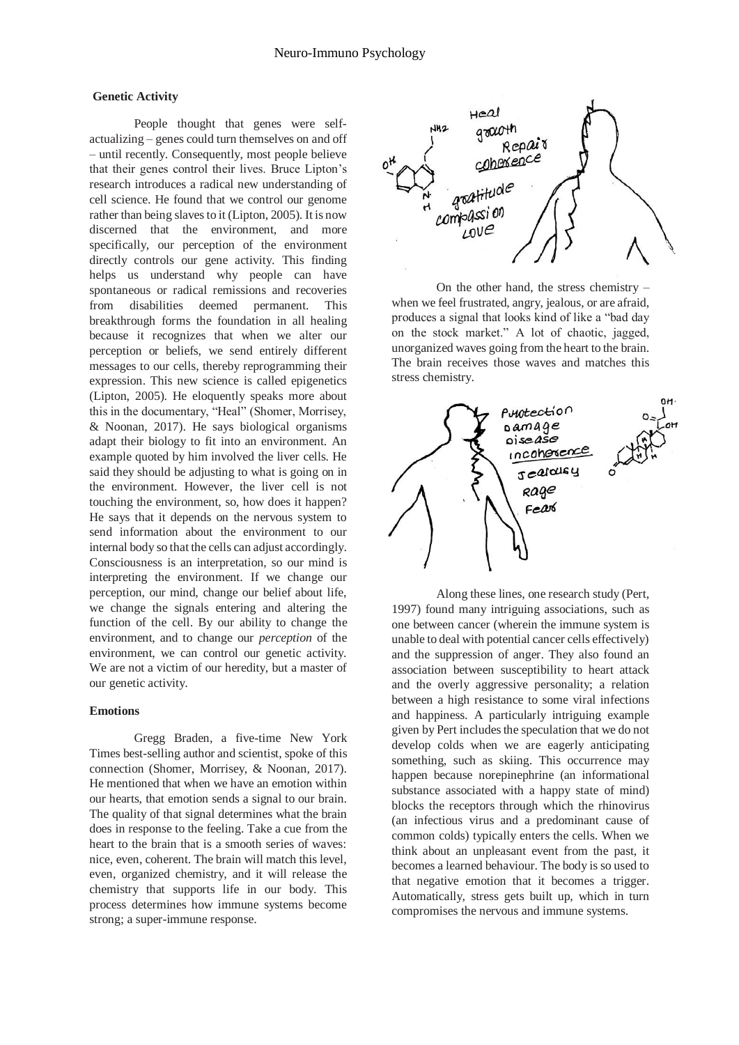## Genetic Activity

People thought that genes were self-actualizing – genes could turn themselves on and off – until recently. Consequently, most people believe that their genes control their lives. Bruce Lipton's research introduces a radical new understanding of cell science. He found that we control our genome rather than being slaves to it (Lipton, 2005). It is now discerned that the environment, and more specifically, our perception of the environment directly controls our gene activity. This finding helps us understand why people can have spontaneous or radical remissions and recoveries from disabilities deemed permanent. This breakthrough forms the foundation in all healing because it recognizes that when we alter our perception or beliefs, we send entirely different messages to our cells, thereby reprogramming their expression. This new science is called epigenetics (Lipton, 2005). He eloquently speaks more about this in the documentary, "Heal" (Shomer, Morrisey, & Noonan, 2017). He says biological organisms adapt their biology to fit into an environment. An example quoted by him involved the liver cells. He said they should be adjusting to what is going on in the environment. However, the liver cell is not touching the environment, so, how does it happen? He says that it depends on the nervous system to send information about the environment to our internal body so that the cells can adjust accordingly. Consciousness is an interpretation, so our mind is interpreting the environment. If we change our perception, our mind, change our belief about life, we change the signals entering and altering the function of the cell. By our ability to change the environment, and to change our *perception* of the environment, we can control our genetic activity. We are not a victim of our heredity, but a master of our genetic activity.

## Emotions

Gregg Braden, a five-time New York Times best-selling author and scientist, spoke of this connection (Shomer, Morrisey, & Noonan, 2017). He mentioned that when we have an emotion within our hearts, that emotion sends a signal to our brain. The quality of that signal determines what the brain does in response to the feeling. Take a cue from the heart to the brain that is a smooth series of waves: nice, even, coherent. The brain will match this level, even, organized chemistry, and it will release the chemistry that supports life in our body. This process determines how immune systems become strong; a super-immune response.

On the other hand, the stress chemistry – when we feel frustrated, angry, jealous, or are afraid, produces a signal that looks kind of like a "bad day on the stock market." A lot of chaotic, jagged, unorganized waves going from the heart to the brain. The brain receives those waves and matches this stress chemistry.

Along these lines, one research study (Pert, 1997) found many intriguing associations, such as one between cancer (wherein the immune system is unable to deal with potential cancer cells effectively) and the suppression of anger. They also found an association between susceptibility to heart attack and the overly aggressive personality; a relation between a high resistance to some viral infections and happiness. A particularly intriguing example given by Pert includes the speculation that we do not develop colds when we are eagerly anticipating something, such as skiing. This occurrence may happen because norepinephrine (an informational substance associated with a happy state of mind) blocks the receptors through which the rhinovirus (an infectious virus and a predominant cause of common colds) typically enters the cells. When we think about an unpleasant event from the past, it becomes a learned behaviour. The body is so used to that negative emotion that it becomes a trigger. Automatically, stress gets built up, which in turn compromises the nervous and immune systems.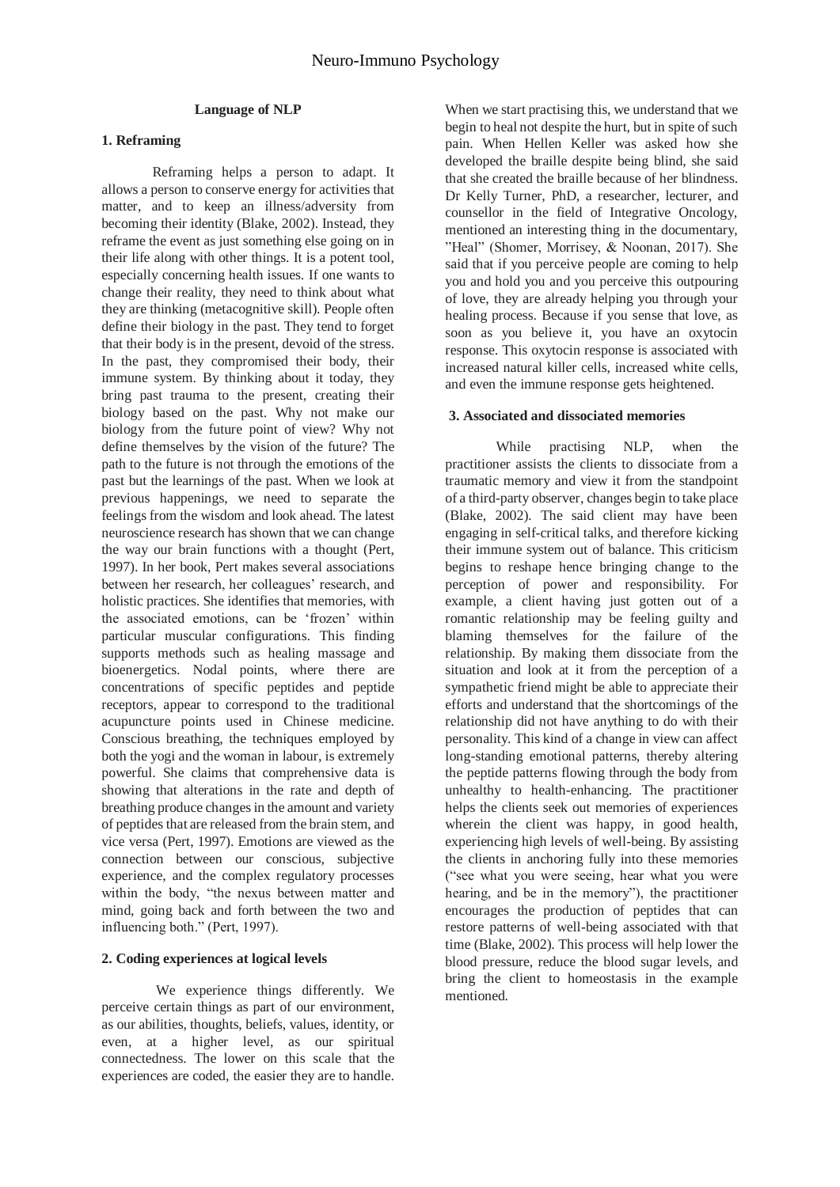### Language of NLP

#### 1. Reframing

Reframing helps a person to adapt. It allows a person to conserve energy for activities that matter, and to keep an illness/adversity from becoming their identity (Blake, 2002). Instead, they reframe the event as just something else going on in their life along with other things. It is a potent tool, especially concerning health issues. If one wants to change their reality, they need to think about what they are thinking (metacognitive skill). People often define their biology in the past. They tend to forget that their body is in the present, devoid of the stress. In the past, they compromised their body, their immune system. By thinking about it today, they bring past trauma to the present, creating their biology based on the past. Why not make our biology from the future point of view? Why not define themselves by the vision of the future? The path to the future is not through the emotions of the past but the learnings of the past. When we look at previous happenings, we need to separate the feelings from the wisdom and look ahead. The latest neuroscience research has shown that we can change the way our brain functions with a thought (Pert, 1997). In her book, Pert makes several associations between her research, her colleagues' research, and holistic practices. She identifies that memories, with the associated emotions, can be 'frozen' within particular muscular configurations. This finding supports methods such as healing massage and bioenergetics. Nodal points, where there are concentrations of specific peptides and peptide receptors, appear to correspond to the traditional acupuncture points used in Chinese medicine. Conscious breathing, the techniques employed by both the yogi and the woman in labour, is extremely powerful. She claims that comprehensive data is showing that alterations in the rate and depth of breathing produce changes in the amount and variety of peptides that are released from the brain stem, and vice versa (Pert, 1997). Emotions are viewed as the connection between our conscious, subjective experience, and the complex regulatory processes within the body, "the nexus between matter and mind, going back and forth between the two and influencing both." (Pert, 1997).

#### 2. Coding experiences at logical levels

We experience things differently. We perceive certain things as part of our environment, as our abilities, thoughts, beliefs, values, identity, or even, at a higher level, as our spiritual connectedness. The lower on this scale that the experiences are coded, the easier they are to handle. When we start practising this, we understand that we begin to heal not despite the hurt, but in spite of such pain. When Hellen Keller was asked how she developed the braille despite being blind, she said that she created the braille because of her blindness. Dr Kelly Turner, PhD, a researcher, lecturer, and counsellor in the field of Integrative Oncology, mentioned an interesting thing in the documentary, "Heal" (Shomer, Morrisey, & Noonan, 2017). She said that if you perceive people are coming to help you and hold you and you perceive this outpouring of love, they are already helping you through your healing process. Because if you sense that love, as soon as you believe it, you have an oxytocin response. This oxytocin response is associated with increased natural killer cells, increased white cells, and even the immune response gets heightened.

#### 3. Associated and dissociated memories

While practising NLP, when the practitioner assists the clients to dissociate from a traumatic memory and view it from the standpoint of a third-party observer, changes begin to take place (Blake, 2002). The said client may have been engaging in self-critical talks, and therefore kicking their immune system out of balance. This criticism begins to reshape hence bringing change to the perception of power and responsibility. For example, a client having just gotten out of a romantic relationship may be feeling guilty and blaming themselves for the failure of the relationship. By making them dissociate from the situation and look at it from the perception of a sympathetic friend might be able to appreciate their efforts and understand that the shortcomings of the relationship did not have anything to do with their personality. This kind of a change in view can affect long-standing emotional patterns, thereby altering the peptide patterns flowing through the body from unhealthy to health-enhancing. The practitioner helps the clients seek out memories of experiences wherein the client was happy, in good health, experiencing high levels of well-being. By assisting the clients in anchoring fully into these memories ("see what you were seeing, hear what you were hearing, and be in the memory"), the practitioner encourages the production of peptides that can restore patterns of well-being associated with that time (Blake, 2002). This process will help lower the blood pressure, reduce the blood sugar levels, and bring the client to homeostasis in the example mentioned.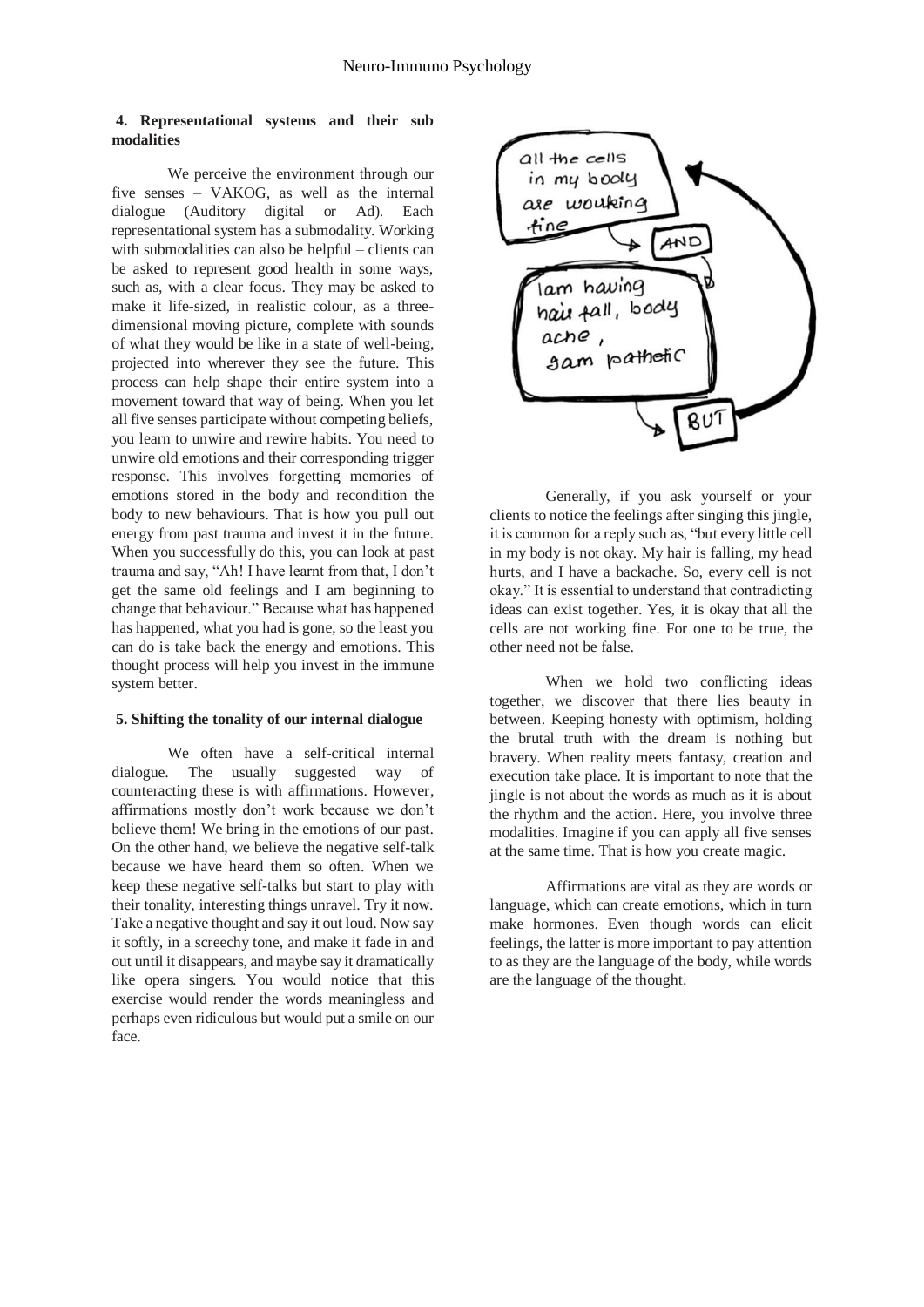## 4. Representational systems and their sub modalities

We perceive the environment through our five senses – VAKOG, as well as the internal dialogue (Auditory digital or Ad). Each representational system has a submodality. Working with submodalities can also be helpful – clients can be asked to represent good health in some ways, such as, with a clear focus. They may be asked to make it life-sized, in realistic colour, as a three-dimensional moving picture, complete with sounds of what they would be like in a state of well-being, projected into wherever they see the future. This process can help shape their entire system into a movement toward that way of being. When you let all five senses participate without competing beliefs, you learn to unwire and rewire habits. You need to unwire old emotions and their corresponding trigger response. This involves forgetting memories of emotions stored in the body and recondition the body to new behaviours. That is how you pull out energy from past trauma and invest it in the future. When you successfully do this, you can look at past trauma and say, "Ah! I have learnt from that, I don't get the same old feelings and I am beginning to change that behaviour." Because what has happened has happened, what you had is gone, so the least you can do is take back the energy and emotions. This thought process will help you invest in the immune system better.

## 5. Shifting the tonality of our internal dialogue

We often have a self-critical internal dialogue. The usually suggested way of counteracting these is with affirmations. However, affirmations mostly don't work because we don't believe them! We bring in the emotions of our past. On the other hand, we believe the negative self-talk because we have heard them so often. When we keep these negative self-talks but start to play with their tonality, interesting things unravel. Try it now. Take a negative thought and say it out loud. Now say it softly, in a screechy tone, and make it fade in and out until it disappears, and maybe say it dramatically like opera singers. You would notice that this exercise would render the words meaningless and perhaps even ridiculous but would put a smile on our face.

all the cells in my body are working fine → AND → I am having hair fall, body ache, I am pathetic → BUT

Generally, if you ask yourself or your clients to notice the feelings after singing this jingle, it is common for a reply such as, "but every little cell in my body is not okay. My hair is falling, my head hurts, and I have a backache. So, every cell is not okay." It is essential to understand that contradicting ideas can exist together. Yes, it is okay that all the cells are not working fine. For one to be true, the other need not be false.

When we hold two conflicting ideas together, we discover that there lies beauty in between. Keeping honesty with optimism, holding the brutal truth with the dream is nothing but bravery. When reality meets fantasy, creation and execution take place. It is important to note that the jingle is not about the words as much as it is about the rhythm and the action. Here, you involve three modalities. Imagine if you can apply all five senses at the same time. That is how you create magic.

Affirmations are vital as they are words or language, which can create emotions, which in turn make hormones. Even though words can elicit feelings, the latter is more important to pay attention to as they are the language of the body, while words are the language of the thought.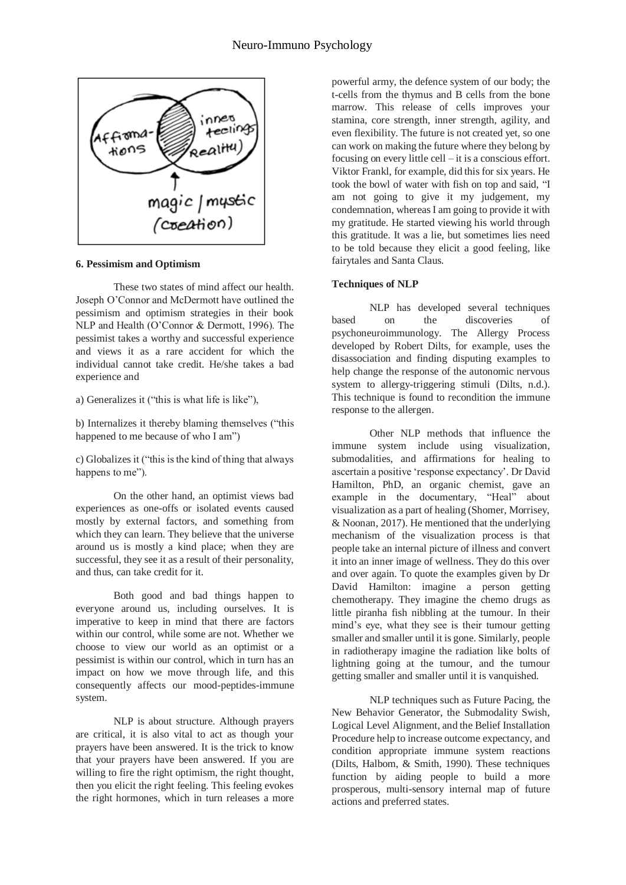### 6. Pessimism and Optimism

These two states of mind affect our health. Joseph O'Connor and McDermott have outlined the pessimism and optimism strategies in their book NLP and Health (O'Connor & Dermott, 1996). The pessimist takes a worthy and successful experience and views it as a rare accident for which the individual cannot take credit. He/she takes a bad experience and

a) Generalizes it ("this is what life is like"),

b) Internalizes it thereby blaming themselves ("this happened to me because of who I am")

c) Globalizes it ("this is the kind of thing that always happens to me").

On the other hand, an optimist views bad experiences as one-offs or isolated events caused mostly by external factors, and something from which they can learn. They believe that the universe around us is mostly a kind place; when they are successful, they see it as a result of their personality, and thus, can take credit for it.

Both good and bad things happen to everyone around us, including ourselves. It is imperative to keep in mind that there are factors within our control, while some are not. Whether we choose to view our world as an optimist or a pessimist is within our control, which in turn has an impact on how we move through life, and this consequently affects our mood-peptides-immune system.

NLP is about structure. Although prayers are critical, it is also vital to act as though your prayers have been answered. It is the trick to know that your prayers have been answered. If you are willing to fire the right optimism, the right thought, then you elicit the right feeling. This feeling evokes the right hormones, which in turn releases a more powerful army, the defence system of our body; the t-cells from the thymus and B cells from the bone marrow. This release of cells improves your stamina, core strength, inner strength, agility, and even flexibility. The future is not created yet, so one can work on making the future where they belong by focusing on every little cell – it is a conscious effort. Viktor Frankl, for example, did this for six years. He took the bowl of water with fish on top and said, "I am not going to give it my judgement, my condemnation, whereas I am going to provide it with my gratitude. He started viewing his world through this gratitude. It was a lie, but sometimes lies need to be told because they elicit a good feeling, like fairytales and Santa Claus.

### Techniques of NLP

NLP has developed several techniques based on the discoveries of psychoneuroimmunology. The Allergy Process developed by Robert Dilts, for example, uses the disassociation and finding disputing examples to help change the response of the autonomic nervous system to allergy-triggering stimuli (Dilts, n.d.). This technique is found to recondition the immune response to the allergen.

Other NLP methods that influence the immune system include using visualization, submodalities, and affirmations for healing to ascertain a positive 'response expectancy'. Dr David Hamilton, PhD, an organic chemist, gave an example in the documentary, "Heal" about visualization as a part of healing (Shomer, Morrisey, & Noonan, 2017). He mentioned that the underlying mechanism of the visualization process is that people take an internal picture of illness and convert it into an inner image of wellness. They do this over and over again. To quote the examples given by Dr David Hamilton: imagine a person getting chemotherapy. They imagine the chemo drugs as little piranha fish nibbling at the tumour. In their mind's eye, what they see is their tumour getting smaller and smaller until it is gone. Similarly, people in radiotherapy imagine the radiation like bolts of lightning going at the tumour, and the tumour getting smaller and smaller until it is vanquished.

NLP techniques such as Future Pacing, the New Behavior Generator, the Submodality Swish, Logical Level Alignment, and the Belief Installation Procedure help to increase outcome expectancy, and condition appropriate immune system reactions (Dilts, Halbom, & Smith, 1990). These techniques function by aiding people to build a more prosperous, multi-sensory internal map of future actions and preferred states.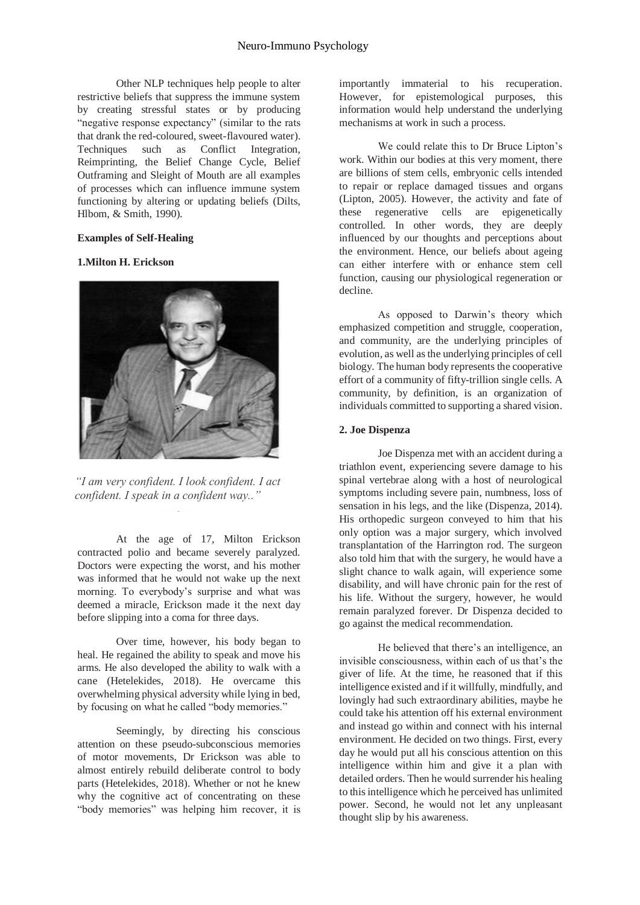Other NLP techniques help people to alter restrictive beliefs that suppress the immune system by creating stressful states or by producing "negative response expectancy" (similar to the rats that drank the red-coloured, sweet-flavoured water). Techniques such as Conflict Integration, Reimprinting, the Belief Change Cycle, Belief Outframing and Sleight of Mouth are all examples of processes which can influence immune system functioning by altering or updating beliefs (Dilts, Hlbom, & Smith, 1990).

**Examples of Self-Healing**

**1.Milton H. Erickson**

*"I am very confident. I look confident. I act confident. I speak in a confident way.."*

At the age of 17, Milton Erickson contracted polio and became severely paralyzed. Doctors were expecting the worst, and his mother was informed that he would not wake up the next morning. To everybody's surprise and what was deemed a miracle, Erickson made it the next day before slipping into a coma for three days.

Over time, however, his body began to heal. He regained the ability to speak and move his arms. He also developed the ability to walk with a cane (Hetelekides, 2018). He overcame this overwhelming physical adversity while lying in bed, by focusing on what he called "body memories."

Seemingly, by directing his conscious attention on these pseudo-subconscious memories of motor movements, Dr Erickson was able to almost entirely rebuild deliberate control to body parts (Hetelekides, 2018). Whether or not he knew why the cognitive act of concentrating on these "body memories" was helping him recover, it is importantly immaterial to his recuperation. However, for epistemological purposes, this information would help understand the underlying mechanisms at work in such a process.

We could relate this to Dr Bruce Lipton's work. Within our bodies at this very moment, there are billions of stem cells, embryonic cells intended to repair or replace damaged tissues and organs (Lipton, 2005). However, the activity and fate of these regenerative cells are epigenetically controlled. In other words, they are deeply influenced by our thoughts and perceptions about the environment. Hence, our beliefs about ageing can either interfere with or enhance stem cell function, causing our physiological regeneration or decline.

As opposed to Darwin's theory which emphasized competition and struggle, cooperation, and community, are the underlying principles of evolution, as well as the underlying principles of cell biology. The human body represents the cooperative effort of a community of fifty-trillion single cells. A community, by definition, is an organization of individuals committed to supporting a shared vision.

**2. Joe Dispenza**

Joe Dispenza met with an accident during a triathlon event, experiencing severe damage to his spinal vertebrae along with a host of neurological symptoms including severe pain, numbness, loss of sensation in his legs, and the like (Dispenza, 2014). His orthopedic surgeon conveyed to him that his only option was a major surgery, which involved transplantation of the Harrington rod. The surgeon also told him that with the surgery, he would have a slight chance to walk again, will experience some disability, and will have chronic pain for the rest of his life. Without the surgery, however, he would remain paralyzed forever. Dr Dispenza decided to go against the medical recommendation.

He believed that there's an intelligence, an invisible consciousness, within each of us that's the giver of life. At the time, he reasoned that if this intelligence existed and if it willfully, mindfully, and lovingly had such extraordinary abilities, maybe he could take his attention off his external environment and instead go within and connect with his internal environment. He decided on two things. First, every day he would put all his conscious attention on this intelligence within him and give it a plan with detailed orders. Then he would surrender his healing to this intelligence which he perceived has unlimited power. Second, he would not let any unpleasant thought slip by his awareness.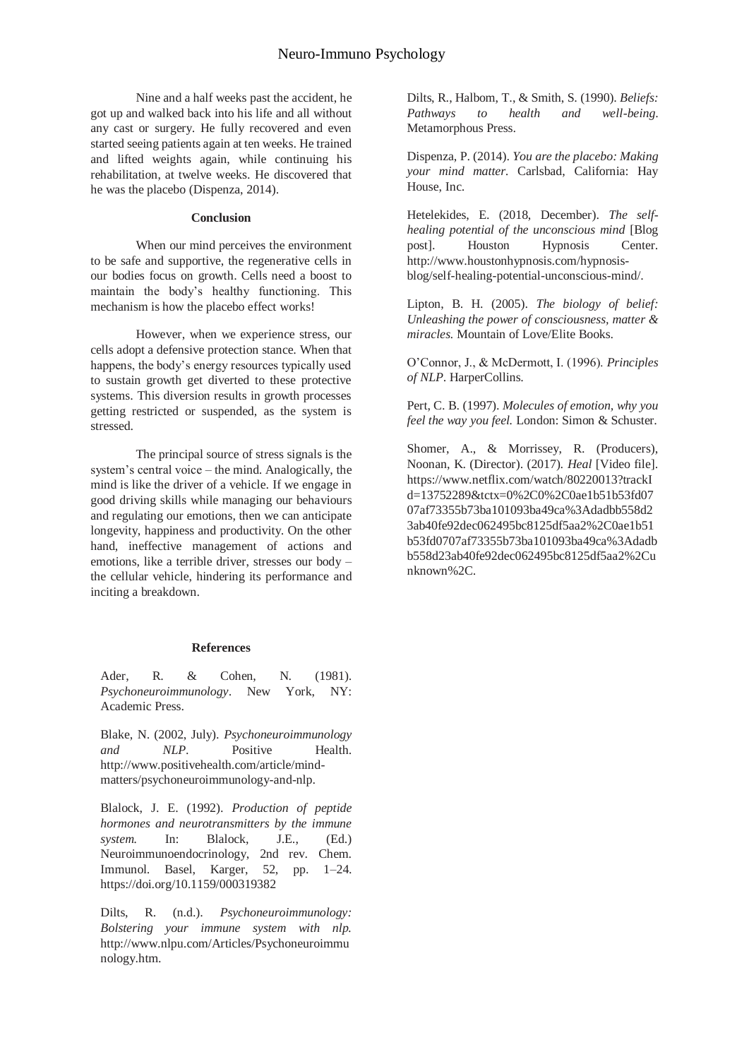Nine and a half weeks past the accident, he got up and walked back into his life and all without any cast or surgery. He fully recovered and even started seeing patients again at ten weeks. He trained and lifted weights again, while continuing his rehabilitation, at twelve weeks. He discovered that he was the placebo (Dispenza, 2014).

## Conclusion

When our mind perceives the environment to be safe and supportive, the regenerative cells in our bodies focus on growth. Cells need a boost to maintain the body's healthy functioning. This mechanism is how the placebo effect works!

However, when we experience stress, our cells adopt a defensive protection stance. When that happens, the body's energy resources typically used to sustain growth get diverted to these protective systems. This diversion results in growth processes getting restricted or suspended, as the system is stressed.

The principal source of stress signals is the system's central voice – the mind. Analogically, the mind is like the driver of a vehicle. If we engage in good driving skills while managing our behaviours and regulating our emotions, then we can anticipate longevity, happiness and productivity. On the other hand, ineffective management of actions and emotions, like a terrible driver, stresses our body – the cellular vehicle, hindering its performance and inciting a breakdown.

## References

Ader, R. & Cohen, N. (1981). *Psychoneuroimmunology*. New York, NY: Academic Press.

Blake, N. (2002, July). *Psychoneuroimmunology and NLP*. Positive Health. http://www.positivehealth.com/article/mind-matters/psychoneuroimmunology-and-nlp.

Blalock, J. E. (1992). *Production of peptide hormones and neurotransmitters by the immune system.* In: Blalock, J.E., (Ed.) Neuroimmunoendocrinology, 2nd rev. Chem. Immunol. Basel, Karger, 52, pp. 1–24. https://doi.org/10.1159/000319382

Dilts, R. (n.d.). *Psychoneuroimmunology: Bolstering your immune system with nlp.* http://www.nlpu.com/Articles/Psychoneuroimmunology.htm.

Dilts, R., Halbom, T., & Smith, S. (1990). *Beliefs: Pathways to health and well-being*. Metamorphous Press.

Dispenza, P. (2014). *You are the placebo: Making your mind matter.* Carlsbad, California: Hay House, Inc.

Hetelekides, E. (2018, December). *The self-healing potential of the unconscious mind* [Blog post]. Houston Hypnosis Center. http://www.houstonhypnosis.com/hypnosis-blog/self-healing-potential-unconscious-mind/.

Lipton, B. H. (2005). *The biology of belief: Unleashing the power of consciousness, matter & miracles.* Mountain of Love/Elite Books.

O'Connor, J., & McDermott, I. (1996). *Principles of NLP*. HarperCollins.

Pert, C. B. (1997). *Molecules of emotion, why you feel the way you feel.* London: Simon & Schuster.

Shomer, A., & Morrissey, R. (Producers), Noonan, K. (Director). (2017). *Heal* [Video file]. https://www.netflix.com/watch/80220013?trackId=13752289&tctx=0%2C0%2C0ae1b51b53fd0707af73355b73ba101093ba49ca%3Adadbb558d23ab40fe92dec062495bc8125df5aa2%2C0ae1b51b53fd0707af73355b73ba101093ba49ca%3Adadbb558d23ab40fe92dec062495bc8125df5aa2%2Cunknown%2C.